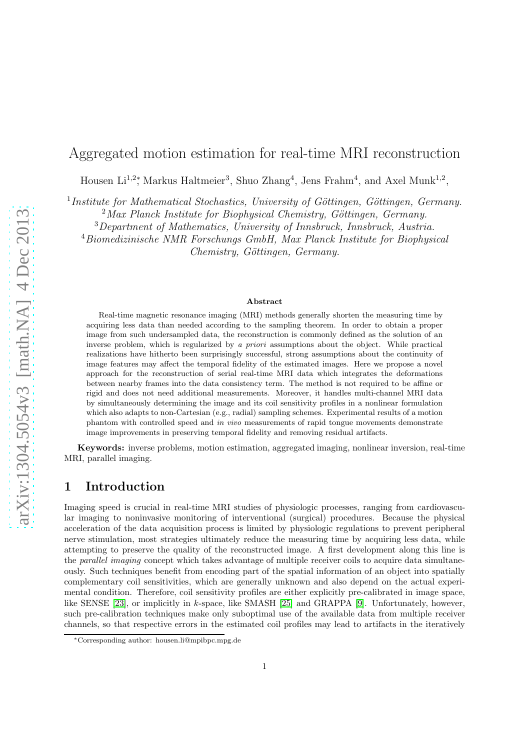# Aggregated motion estimation for real-time MRI reconstruction

Housen Li[1,2]*, Markus Haltmeier[3], Shuo Zhang[4], Jens Frahm[4], and Axel Munk[1,2],

[1] *Institute for Mathematical Stochastics, University of Göttingen, Göttingen, Germany.*
[2] *Max Planck Institute for Biophysical Chemistry, Göttingen, Germany.*
[3] *Department of Mathematics, University of Innsbruck, Innsbruck, Austria.*
[4] *Biomedizinische NMR Forschungs GmbH, Max Planck Institute for Biophysical Chemistry, Göttingen, Germany.*

### Abstract

Real-time magnetic resonance imaging (MRI) methods generally shorten the measuring time by acquiring less data than needed according to the sampling theorem. In order to obtain a proper image from such undersampled data, the reconstruction is commonly defined as the solution of an inverse problem, which is regularized by *a priori* assumptions about the object. While practical realizations have hitherto been surprisingly successful, strong assumptions about the continuity of image features may affect the temporal fidelity of the estimated images. Here we propose a novel approach for the reconstruction of serial real-time MRI data which integrates the deformations between nearby frames into the data consistency term. The method is not required to be affine or rigid and does not need additional measurements. Moreover, it handles multi-channel MRI data by simultaneously determining the image and its coil sensitivity profiles in a nonlinear formulation which also adapts to non-Cartesian (e.g., radial) sampling schemes. Experimental results of a motion phantom with controlled speed and *in vivo* measurements of rapid tongue movements demonstrate image improvements in preserving temporal fidelity and removing residual artifacts.

**Keywords:** inverse problems, motion estimation, aggregated imaging, nonlinear inversion, real-time MRI, parallel imaging.

## 1 Introduction

Imaging speed is crucial in real-time MRI studies of physiologic processes, ranging from cardiovascular imaging to noninvasive monitoring of interventional (surgical) procedures. Because the physical acceleration of the data acquisition process is limited by physiologic regulations to prevent peripheral nerve stimulation, most strategies ultimately reduce the measuring time by acquiring less data, while attempting to preserve the quality of the reconstructed image. A first development along this line is the *parallel imaging* concept which takes advantage of multiple receiver coils to acquire data simultaneously. Such techniques benefit from encoding part of the spatial information of an object into spatially complementary coil sensitivities, which are generally unknown and also depend on the actual experimental condition. Therefore, coil sensitivity profiles are either explicitly pre-calibrated in image space, like SENSE [23], or implicitly in *k*-space, like SMASH [25] and GRAPPA [9]. Unfortunately, however, such pre-calibration techniques make only suboptimal use of the available data from multiple receiver channels, so that respective errors in the estimated coil profiles may lead to artifacts in the iteratively

*Corresponding author: housen.li@mpibpc.mpg.de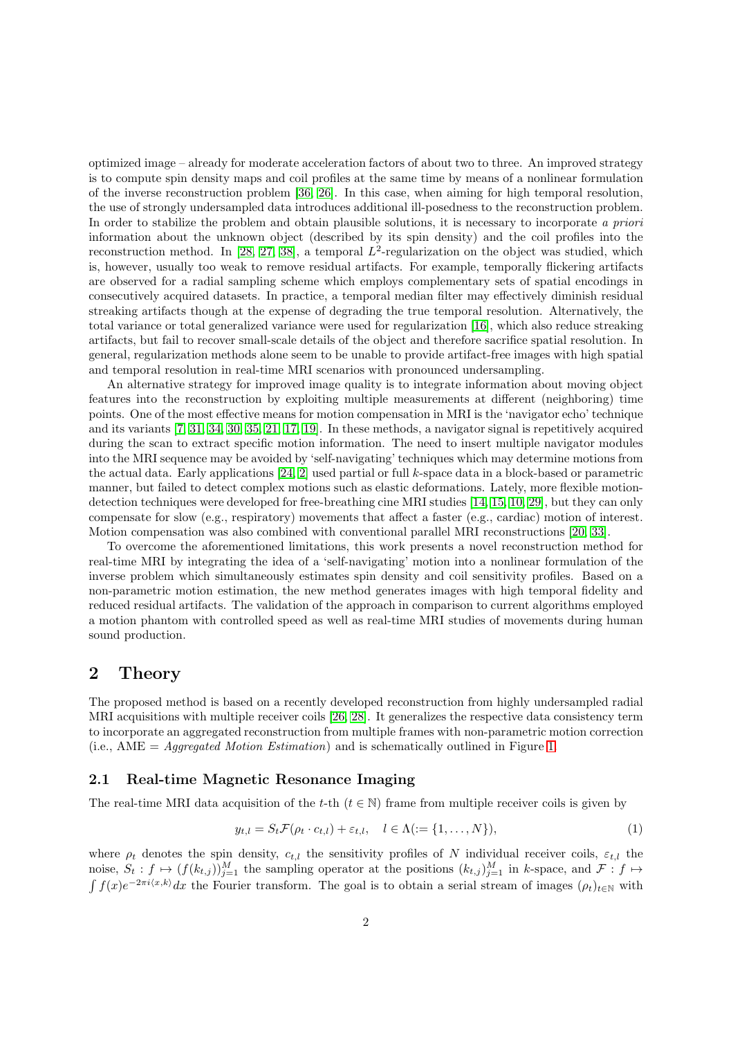optimized image – already for moderate acceleration factors of about two to three. An improved strategy is to compute spin density maps and coil profiles at the same time by means of a nonlinear formulation of the inverse reconstruction problem [36, 26]. In this case, when aiming for high temporal resolution, the use of strongly undersampled data introduces additional ill-posedness to the reconstruction problem. In order to stabilize the problem and obtain plausible solutions, it is necessary to incorporate *a priori* information about the unknown object (described by its spin density) and the coil profiles into the reconstruction method. In [28, 27, 38], a temporal $L^2$-regularization on the object was studied, which is, however, usually too weak to remove residual artifacts. For example, temporally flickering artifacts are observed for a radial sampling scheme which employs complementary sets of spatial encodings in consecutively acquired datasets. In practice, a temporal median filter may effectively diminish residual streaking artifacts though at the expense of degrading the true temporal resolution. Alternatively, the total variance or total generalized variance were used for regularization [16], which also reduce streaking artifacts, but fail to recover small-scale details of the object and therefore sacrifice spatial resolution. In general, regularization methods alone seem to be unable to provide artifact-free images with high spatial and temporal resolution in real-time MRI scenarios with pronounced undersampling.

An alternative strategy for improved image quality is to integrate information about moving object features into the reconstruction by exploiting multiple measurements at different (neighboring) time points. One of the most effective means for motion compensation in MRI is the 'navigator echo' technique and its variants [7, 31, 34, 30, 35, 21, 17, 19]. In these methods, a navigator signal is repetitively acquired during the scan to extract specific motion information. The need to insert multiple navigator modules into the MRI sequence may be avoided by 'self-navigating' techniques which may determine motions from the actual data. Early applications [24, 2] used partial or full $k$-space data in a block-based or parametric manner, but failed to detect complex motions such as elastic deformations. Lately, more flexible motion-detection techniques were developed for free-breathing cine MRI studies [14, 15, 10, 29], but they can only compensate for slow (e.g., respiratory) movements that affect a faster (e.g., cardiac) motion of interest. Motion compensation was also combined with conventional parallel MRI reconstructions [20, 33].

To overcome the aforementioned limitations, this work presents a novel reconstruction method for real-time MRI by integrating the idea of a 'self-navigating' motion into a nonlinear formulation of the inverse problem which simultaneously estimates spin density and coil sensitivity profiles. Based on a non-parametric motion estimation, the new method generates images with high temporal fidelity and reduced residual artifacts. The validation of the approach in comparison to current algorithms employed a motion phantom with controlled speed as well as real-time MRI studies of movements during human sound production.

## 2 Theory

The proposed method is based on a recently developed reconstruction from highly undersampled radial MRI acquisitions with multiple receiver coils [26, 28]. It generalizes the respective data consistency term to incorporate an aggregated reconstruction from multiple frames with non-parametric motion correction (i.e., AME = *Aggregated Motion Estimation*) and is schematically outlined in Figure 1.

### 2.1 Real-time Magnetic Resonance Imaging

The real-time MRI data acquisition of the $t$-th ($t \in \mathbb{N}$) frame from multiple receiver coils is given by

$$y_{t,l} = S_t \mathcal{F}(\rho_t \cdot c_{t,l}) + \varepsilon_{t,l}, \quad l \in \Lambda(:= \{1, \ldots, N\}), \tag{1}$$

where $\rho_t$ denotes the spin density, $c_{t,l}$ the sensitivity profiles of $N$ individual receiver coils, $\varepsilon_{t,l}$ the noise, $S_t : f \mapsto (f(k_{t,j}))_{j=1}^M$ the sampling operator at the positions $(k_{t,j})_{j=1}^M$ in $k$-space, and $\mathcal{F} : f \mapsto \int f(x) e^{-2\pi i \langle x,k \rangle} dx$ the Fourier transform. The goal is to obtain a serial stream of images $(\rho_t)_{t \in \mathbb{N}}$ with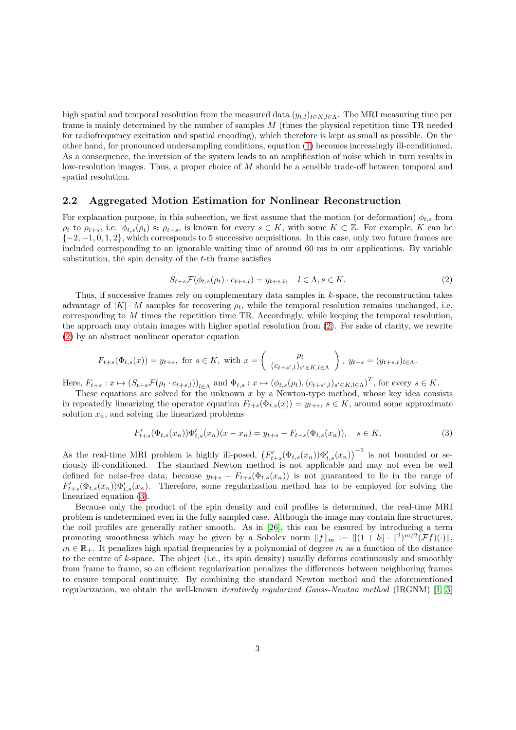high spatial and temporal resolution from the measured data $(y_{t,l})_{t\in N, l\in\Lambda}$. The MRI measuring time per frame is mainly determined by the number of samples $M$ (times the physical repetition time TR needed for radiofrequency excitation and spatial encoding), which therefore is kept as small as possible. On the other hand, for pronounced undersampling conditions, equation (1) becomes increasingly ill-conditioned. As a consequence, the inversion of the system leads to an amplification of noise which in turn results in low-resolution images. Thus, a proper choice of $M$ should be a sensible trade-off between temporal and spatial resolution.

## 2.2 Aggregated Motion Estimation for Nonlinear Reconstruction

For explanation purpose, in this subsection, we first assume that the motion (or deformation) $\phi_{t,s}$ from $\rho_t$ to $\rho_{t+s}$, i.e. $\phi_{t,s}(\rho_t) \approx \rho_{t+s}$, is known for every $s \in K$, with some $K \subset \mathbb{Z}$. For example, $K$ can be $\{-2, -1, 0, 1, 2\}$, which corresponds to 5 successive acquisitions. In this case, only two future frames are included corresponding to an ignorable waiting time of around 60 ms in our applications. By variable substitution, the spin density of the $t$-th frame satisfies

$$S_{t+s}\mathcal{F}(\phi_{t,s}(\rho_t) \cdot c_{t+s,l}) = y_{t+s,l}, \quad l \in \Lambda, s \in K. \tag{2}$$

Thus, if successive frames rely on complementary data samples in $k$-space, the reconstruction takes advantage of $|K| \cdot M$ samples for recovering $\rho_t$, while the temporal resolution remains unchanged, i.e. corresponding to $M$ times the repetition time TR. Accordingly, while keeping the temporal resolution, the approach may obtain images with higher spatial resolution from (2). For sake of clarity, we rewrite (2) by an abstract nonlinear operator equation

$$F_{t+s}(\Phi_{t,s}(x)) = y_{t+s}, \text{ for } s \in K, \text{ with } x = \begin{pmatrix} \rho_t \\ (c_{t+s',l})_{s'\in K, l\in\Lambda} \end{pmatrix}, \; y_{t+s} = (y_{t+s,l})_{l\in\Lambda}.$$

Here, $F_{t+s} : x \mapsto (S_{t+s}\mathcal{F}(\rho_t \cdot c_{t+s,l}))_{l\in\Lambda}$ and $\Phi_{t,s} : x \mapsto \left(\phi_{t,s}(\rho_t), (c_{t+s',l})_{s'\in K, l\in\Lambda}\right)^T$, for every $s \in K$.

These equations are solved for the unknown $x$ by a Newton-type method, whose key idea consists in repeatedly linearizing the operator equation $F_{t+s}(\Phi_{t,s}(x)) = y_{t+s}$, $s \in K$, around some approximate solution $x_n$, and solving the linearized problems

$$F'_{t+s}(\Phi_{t,s}(x_n))\Phi'_{t,s}(x_n)(x - x_n) = y_{t+s} - F_{t+s}(\Phi_{t,s}(x_n)), \quad s \in K, \tag{3}$$

As the real-time MRI problem is highly ill-posed, $\left(F'_{t+s}(\Phi_{t,s}(x_n))\Phi'_{t,s}(x_n)\right)^{-1}$ is not bounded or seriously ill-conditioned. The standard Newton method is not applicable and may not even be well defined for noise-free data, because $y_{t+s} - F_{t+s}(\Phi_{t,s}(x_n))$ is not guaranteed to lie in the range of $F'_{t+s}(\Phi_{t,s}(x_n))\Phi'_{t,s}(x_n)$. Therefore, some regularization method has to be employed for solving the linearized equation (3).

Because only the product of the spin density and coil profiles is determined, the real-time MRI problem is undetermined even in the fully sampled case. Although the image may contain fine structures, the coil profiles are generally rather smooth. As in [26], this can be ensured by introducing a term promoting smoothness which may be given by a Sobolev norm $\|f\|_m := \|(1 + b\| \cdot \|^2)^{m/2}(\mathcal{F}f)(\cdot)\|$, $m \in \mathbb{R}_+$. It penalizes high spatial frequencies by a polynomial of degree $m$ as a function of the distance to the centre of $k$-space. The object (i.e., its spin density) usually deforms continuously and smoothly from frame to frame, so an efficient regularization penalizes the differences between neighboring frames to ensure temporal continuity. By combining the standard Newton method and the aforementioned regularization, we obtain the well-known *iteratively regularized Gauss-Newton method* (IRGNM) [1, 3]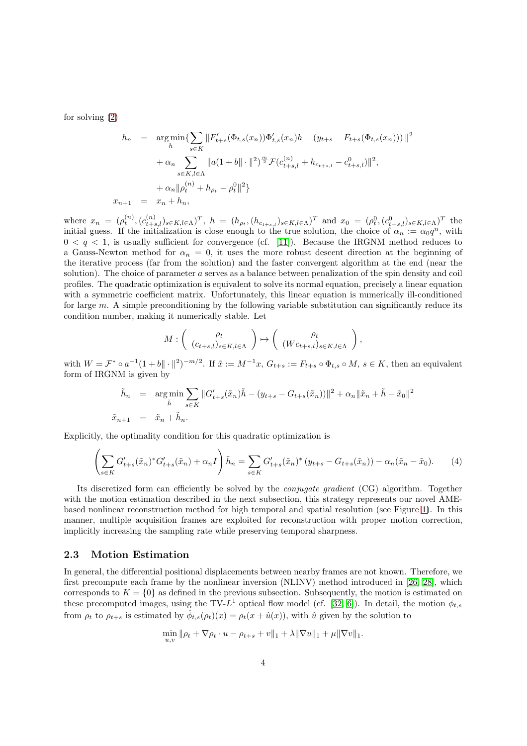for solving (2)

$$
\begin{aligned}
h_n &= \underset{h}{\arg\min}\{\sum_{s\in K} \|F'_{t+s}(\Phi_{t,s}(x_n))\Phi'_{t,s}(x_n)h - (y_{t+s} - F_{t+s}(\Phi_{t,s}(x_n)))\|^2 \\
&\quad + \alpha_n \sum_{s\in K, l\in\Lambda} \|a(1+b\|\cdot\|^2)^{\frac{m}{2}}\mathcal{F}(c^{(n)}_{t+s,l} + h_{c_{t+s,l}} - c^0_{t+s,l})\|^2, \\
&\quad + \alpha_n \|\rho_t^{(n)} + h_{\rho_t} - \rho_t^0\|^2\} \\
x_{n+1} &= x_n + h_n,
\end{aligned}
$$

where $x_n = (\rho_t^{(n)}, (c^{(n)}_{t+s,l})_{s\in K, l\in\Lambda})^T$, $h = (h_{\rho_t}, (h_{c_{t+s,l}})_{s\in K,l\in\Lambda})^T$ and $x_0 = (\rho_t^0, (c^0_{t+s,l})_{s\in K,l\in\Lambda})^T$ the initial guess. If the initialization is close enough to the true solution, the choice of $\alpha_n := \alpha_0 q^n$, with $0 < q < 1$, is usually sufficient for convergence (cf. [11]). Because the IRGNM method reduces to a Gauss-Newton method for $\alpha_n = 0$, it uses the more robust descent direction at the beginning of the iterative process (far from the solution) and the faster convergent algorithm at the end (near the solution). The choice of parameter $a$ serves as a balance between penalization of the spin density and coil profiles. The quadratic optimization is equivalent to solve its normal equation, precisely a linear equation with a symmetric coefficient matrix. Unfortunately, this linear equation is numerically ill-conditioned for large $m$. A simple preconditioning by the following variable substitution can significantly reduce its condition number, making it numerically stable. Let

$$
M : \begin{pmatrix} \rho_t \\ (c_{t+s,l})_{s\in K,l\in\Lambda} \end{pmatrix} \mapsto \begin{pmatrix} \rho_t \\ (Wc_{t+s,l})_{s\in K,l\in\Lambda} \end{pmatrix},
$$

with $W = \mathcal{F}^* \circ a^{-1}(1+b\|\cdot\|^2)^{-m/2}$. If $\tilde{x} := M^{-1}x$, $G_{t+s} := F_{t+s} \circ \Phi_{t,s} \circ M$, $s \in K$, then an equivalent form of IRGNM is given by

$$
\begin{aligned}
\tilde{h}_n &= \underset{\tilde{h}}{\arg\min} \sum_{s\in K} \|G'_{t+s}(\tilde{x}_n)\tilde{h} - (y_{t+s} - G_{t+s}(\tilde{x}_n))\|^2 + \alpha_n\|\tilde{x}_n + \tilde{h} - \tilde{x}_0\|^2 \\
\tilde{x}_{n+1} &= \tilde{x}_n + \tilde{h}_n.
\end{aligned}
$$

Explicitly, the optimality condition for this quadratic optimization is

$$
\left(\sum_{s\in K} G'_{t+s}(\tilde{x}_n)^* G'_{t+s}(\tilde{x}_n) + \alpha_n I\right)\tilde{h}_n = \sum_{s\in K} G'_{t+s}(\tilde{x}_n)^*\left(y_{t+s} - G_{t+s}(\tilde{x}_n)\right) - \alpha_n(\tilde{x}_n - \tilde{x}_0). \tag{4}
$$

Its discretized form can efficiently be solved by the *conjugate gradient* (CG) algorithm. Together with the motion estimation described in the next subsection, this strategy represents our novel AME-based nonlinear reconstruction method for high temporal and spatial resolution (see Figure 1). In this manner, multiple acquisition frames are exploited for reconstruction with proper motion correction, implicitly increasing the sampling rate while preserving temporal sharpness.

### 2.3 Motion Estimation

In general, the differential positional displacements between nearby frames are not known. Therefore, we first precompute each frame by the nonlinear inversion (NLINV) method introduced in [26, 28], which corresponds to $K = \{0\}$ as defined in the previous subsection. Subsequently, the motion is estimated on these precomputed images, using the TV-$L^1$ optical flow model (cf. [32, 6]). In detail, the motion $\phi_{t,s}$ from $\rho_t$ to $\rho_{t+s}$ is estimated by $\hat{\phi}_{t,s}(\rho_t)(x) = \rho_t(x + \hat{u}(x))$, with $\hat{u}$ given by the solution to

$$
\min_{u,v} \|\rho_t + \nabla\rho_t \cdot u - \rho_{t+s} + v\|_1 + \lambda\|\nabla u\|_1 + \mu\|\nabla v\|_1.
$$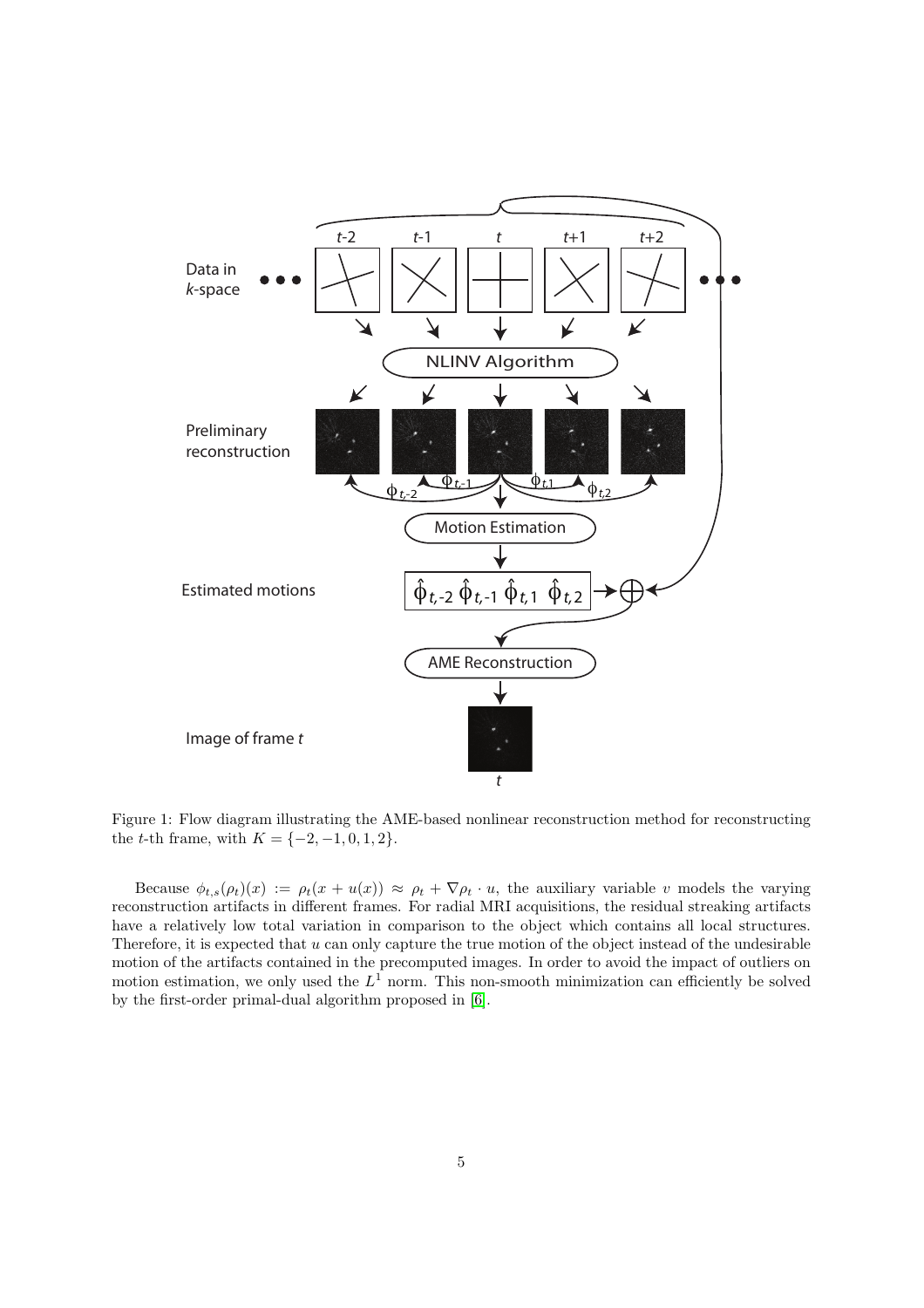Figure 1: Flow diagram illustrating the AME-based nonlinear reconstruction method for reconstructing the $t$-th frame, with $K = \{-2, -1, 0, 1, 2\}$.

Because $\phi_{t,s}(\rho_t)(x) := \rho_t(x + u(x)) \approx \rho_t + \nabla\rho_t \cdot u$, the auxiliary variable $v$ models the varying reconstruction artifacts in different frames. For radial MRI acquisitions, the residual streaking artifacts have a relatively low total variation in comparison to the object which contains all local structures. Therefore, it is expected that $u$ can only capture the true motion of the object instead of the undesirable motion of the artifacts contained in the precomputed images. In order to avoid the impact of outliers on motion estimation, we only used the $L^1$ norm. This non-smooth minimization can efficiently be solved by the first-order primal-dual algorithm proposed in [6].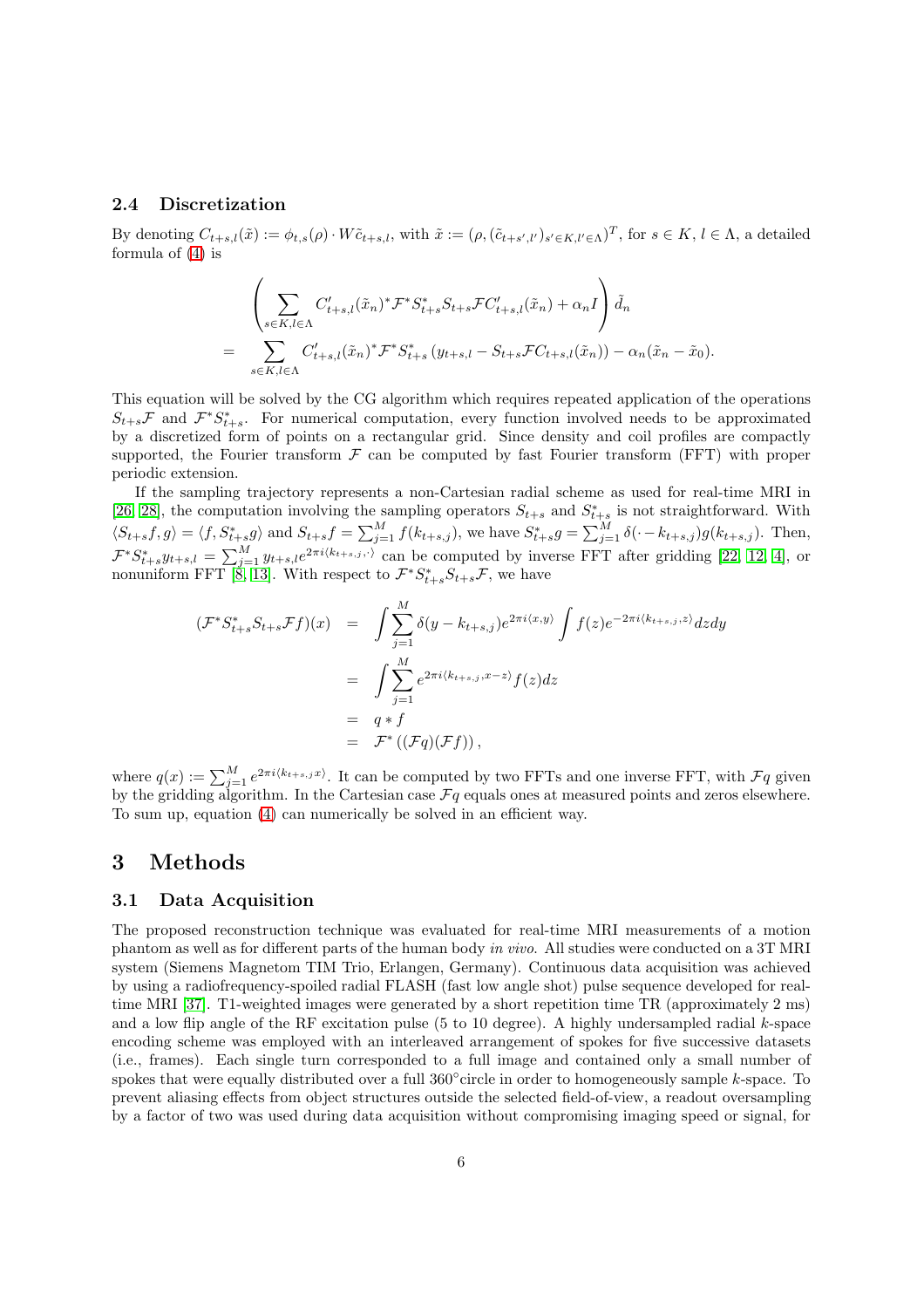### 2.4 Discretization

By denoting $C_{t+s,l}(\tilde{x}) := \phi_{t,s}(\rho) \cdot W\tilde{c}_{t+s,l}$, with $\tilde{x} := (\rho, (\tilde{c}_{t+s',l'})_{s' \in K, l' \in \Lambda})^T$, for $s \in K$, $l \in \Lambda$, a detailed formula of (4) is

$$
\begin{aligned}
&\left( \sum_{s \in K, l \in \Lambda} C'_{t+s,l}(\tilde{x}_n)^* \mathcal{F}^* S^*_{t+s} S_{t+s} \mathcal{F} C'_{t+s,l}(\tilde{x}_n) + \alpha_n I \right) \tilde{d}_n \\
= &\sum_{s \in K, l \in \Lambda} C'_{t+s,l}(\tilde{x}_n)^* \mathcal{F}^* S^*_{t+s} \left( y_{t+s,l} - S_{t+s} \mathcal{F} C_{t+s,l}(\tilde{x}_n) \right) - \alpha_n (\tilde{x}_n - \tilde{x}_0).
\end{aligned}
$$

This equation will be solved by the CG algorithm which requires repeated application of the operations $S_{t+s}\mathcal{F}$ and $\mathcal{F}^* S^*_{t+s}$. For numerical computation, every function involved needs to be approximated by a discretized form of points on a rectangular grid. Since density and coil profiles are compactly supported, the Fourier transform $\mathcal{F}$ can be computed by fast Fourier transform (FFT) with proper periodic extension.

If the sampling trajectory represents a non-Cartesian radial scheme as used for real-time MRI in [26, 28], the computation involving the sampling operators $S_{t+s}$ and $S^*_{t+s}$ is not straightforward. With $\langle S_{t+s} f, g \rangle = \langle f, S^*_{t+s} g \rangle$ and $S_{t+s} f = \sum_{j=1}^{M} f(k_{t+s,j})$, we have $S^*_{t+s} g = \sum_{j=1}^{M} \delta(\cdot - k_{t+s,j}) g(k_{t+s,j})$. Then, $\mathcal{F}^* S^*_{t+s} y_{t+s,l} = \sum_{j=1}^{M} y_{t+s,l} e^{2\pi i \langle k_{t+s,j}, \cdot \rangle}$ can be computed by inverse FFT after gridding [22, 12, 4], or nonuniform FFT [8, 13]. With respect to $\mathcal{F}^* S^*_{t+s} S_{t+s} \mathcal{F}$, we have

$$
\begin{aligned}
(\mathcal{F}^* S^*_{t+s} S_{t+s} \mathcal{F} f)(x) &= \int \sum_{j=1}^{M} \delta(y - k_{t+s,j}) e^{2\pi i \langle x, y \rangle} \int f(z) e^{-2\pi i \langle k_{t+s,j}, z \rangle} dz dy \\
&= \int \sum_{j=1}^{M} e^{2\pi i \langle k_{t+s,j}, x - z \rangle} f(z) dz \\
&= q * f \\
&= \mathcal{F}^* \left( (\mathcal{F} q)(\mathcal{F} f) \right),
\end{aligned}
$$

where $q(x) := \sum_{j=1}^{M} e^{2\pi i \langle k_{t+s,j} x \rangle}$. It can be computed by two FFTs and one inverse FFT, with $\mathcal{F}q$ given by the gridding algorithm. In the Cartesian case $\mathcal{F}q$ equals ones at measured points and zeros elsewhere. To sum up, equation (4) can numerically be solved in an efficient way.

# 3 Methods

## 3.1 Data Acquisition

The proposed reconstruction technique was evaluated for real-time MRI measurements of a motion phantom as well as for different parts of the human body *in vivo*. All studies were conducted on a 3T MRI system (Siemens Magnetom TIM Trio, Erlangen, Germany). Continuous data acquisition was achieved by using a radiofrequency-spoiled radial FLASH (fast low angle shot) pulse sequence developed for real-time MRI [37]. T1-weighted images were generated by a short repetition time TR (approximately 2 ms) and a low flip angle of the RF excitation pulse (5 to 10 degree). A highly undersampled radial $k$-space encoding scheme was employed with an interleaved arrangement of spokes for five successive datasets (i.e., frames). Each single turn corresponded to a full image and contained only a small number of spokes that were equally distributed over a full 360°circle in order to homogeneously sample $k$-space. To prevent aliasing effects from object structures outside the selected field-of-view, a readout oversampling by a factor of two was used during data acquisition without compromising imaging speed or signal, for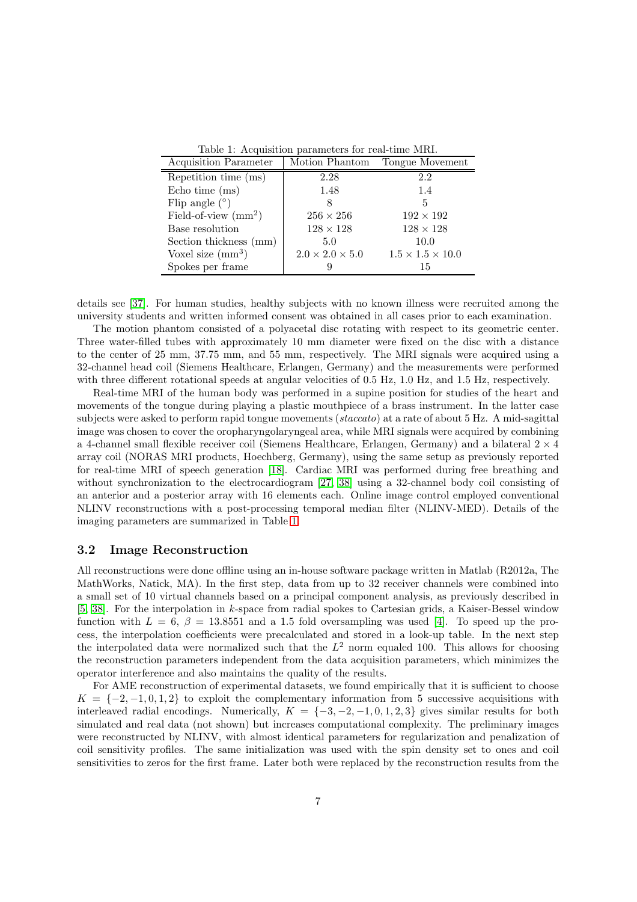Table 1: Acquisition parameters for real-time MRI.

| Acquisition Parameter | Motion Phantom | Tongue Movement |
|---|---|---|
| Repetition time (ms) | 2.28 | 2.2 |
| Echo time (ms) | 1.48 | 1.4 |
| Flip angle (°) | 8 | 5 |
| Field-of-view ($\text{mm}^2$) | $256 \times 256$ | $192 \times 192$ |
| Base resolution | $128 \times 128$ | $128 \times 128$ |
| Section thickness (mm) | 5.0 | 10.0 |
| Voxel size ($\text{mm}^3$) | $2.0 \times 2.0 \times 5.0$ | $1.5 \times 1.5 \times 10.0$ |
| Spokes per frame | 9 | 15 |

details see [37]. For human studies, healthy subjects with no known illness were recruited among the university students and written informed consent was obtained in all cases prior to each examination.

The motion phantom consisted of a polyacetal disc rotating with respect to its geometric center. Three water-filled tubes with approximately 10 mm diameter were fixed on the disc with a distance to the center of 25 mm, 37.75 mm, and 55 mm, respectively. The MRI signals were acquired using a 32-channel head coil (Siemens Healthcare, Erlangen, Germany) and the measurements were performed with three different rotational speeds at angular velocities of 0.5 Hz, 1.0 Hz, and 1.5 Hz, respectively.

Real-time MRI of the human body was performed in a supine position for studies of the heart and movements of the tongue during playing a plastic mouthpiece of a brass instrument. In the latter case subjects were asked to perform rapid tongue movements (*staccato*) at a rate of about 5 Hz. A mid-sagittal image was chosen to cover the oropharyngolaryngeal area, while MRI signals were acquired by combining a 4-channel small flexible receiver coil (Siemens Healthcare, Erlangen, Germany) and a bilateral $2 \times 4$ array coil (NORAS MRI products, Hoechberg, Germany), using the same setup as previously reported for real-time MRI of speech generation [18]. Cardiac MRI was performed during free breathing and without synchronization to the electrocardiogram [27, 38] using a 32-channel body coil consisting of an anterior and a posterior array with 16 elements each. Online image control employed conventional NLINV reconstructions with a post-processing temporal median filter (NLINV-MED). Details of the imaging parameters are summarized in Table 1.

### 3.2 Image Reconstruction

All reconstructions were done offline using an in-house software package written in Matlab (R2012a, The MathWorks, Natick, MA). In the first step, data from up to 32 receiver channels were combined into a small set of 10 virtual channels based on a principal component analysis, as previously described in [5, 38]. For the interpolation in $k$-space from radial spokes to Cartesian grids, a Kaiser-Bessel window function with $L = 6$, $\beta = 13.8551$ and a 1.5 fold oversampling was used [4]. To speed up the process, the interpolation coefficients were precalculated and stored in a look-up table. In the next step the interpolated data were normalized such that the $L^2$ norm equaled 100. This allows for choosing the reconstruction parameters independent from the data acquisition parameters, which minimizes the operator interference and also maintains the quality of the results.

For AME reconstruction of experimental datasets, we found empirically that it is sufficient to choose $K = \{-2, -1, 0, 1, 2\}$ to exploit the complementary information from 5 successive acquisitions with interleaved radial encodings. Numerically, $K = \{-3, -2, -1, 0, 1, 2, 3\}$ gives similar results for both simulated and real data (not shown) but increases computational complexity. The preliminary images were reconstructed by NLINV, with almost identical parameters for regularization and penalization of coil sensitivity profiles. The same initialization was used with the spin density set to ones and coil sensitivities to zeros for the first frame. Later both were replaced by the reconstruction results from the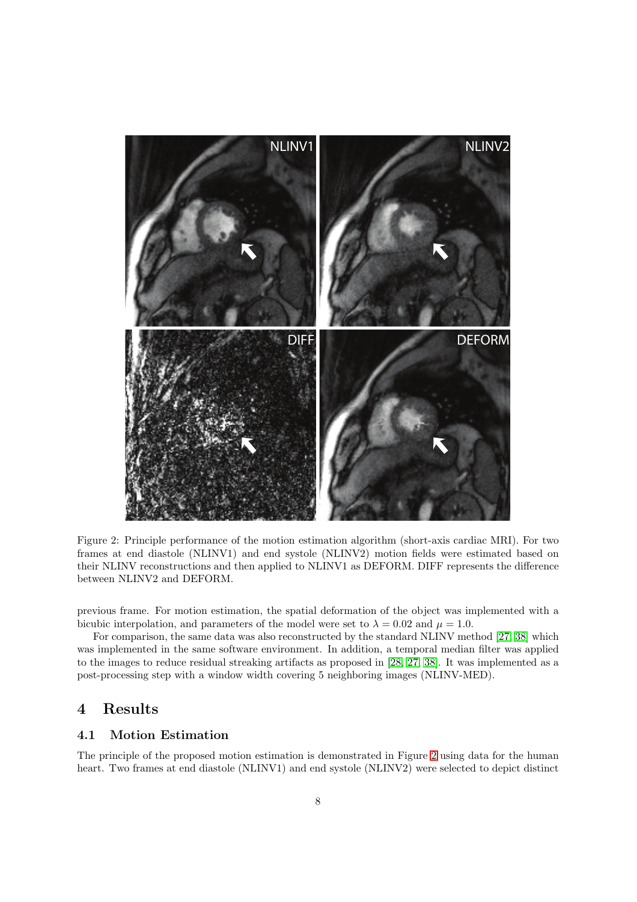Figure 2: Principle performance of the motion estimation algorithm (short-axis cardiac MRI). For two frames at end diastole (NLINV1) and end systole (NLINV2) motion fields were estimated based on their NLINV reconstructions and then applied to NLINV1 as DEFORM. DIFF represents the difference between NLINV2 and DEFORM.

previous frame. For motion estimation, the spatial deformation of the object was implemented with a bicubic interpolation, and parameters of the model were set to $\lambda = 0.02$ and $\mu = 1.0$.

For comparison, the same data was also reconstructed by the standard NLINV method [27, 38] which was implemented in the same software environment. In addition, a temporal median filter was applied to the images to reduce residual streaking artifacts as proposed in [28, 27, 38]. It was implemented as a post-processing step with a window width covering 5 neighboring images (NLINV-MED).

# 4 Results

## 4.1 Motion Estimation

The principle of the proposed motion estimation is demonstrated in Figure 2 using data for the human heart. Two frames at end diastole (NLINV1) and end systole (NLINV2) were selected to depict distinct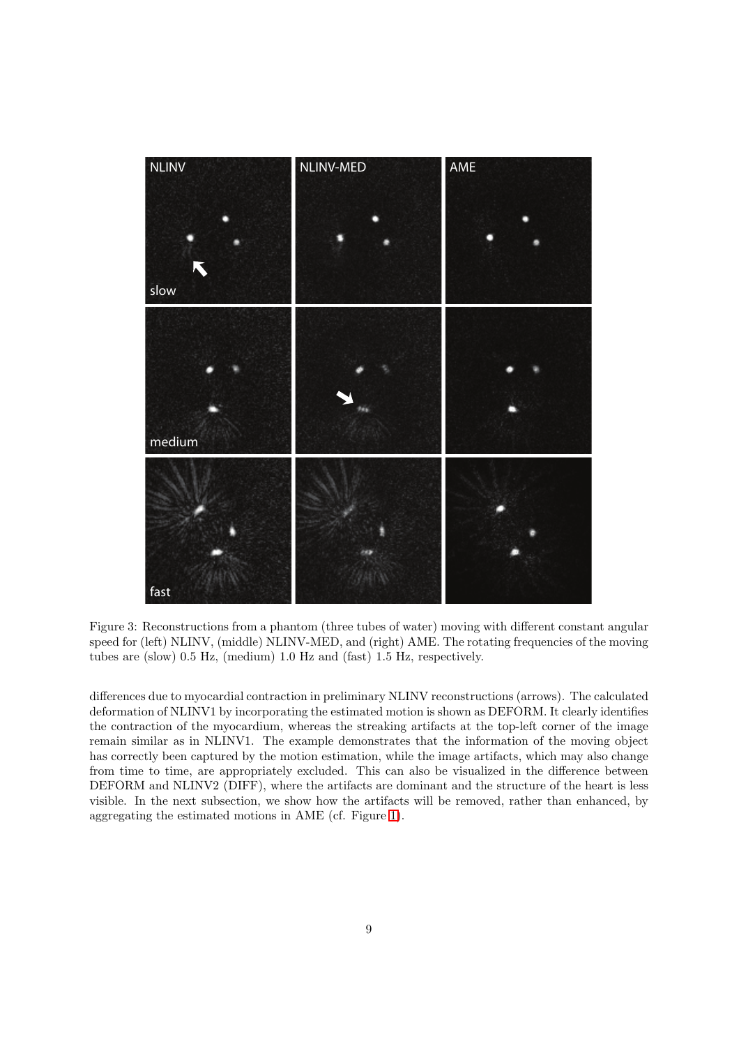Figure 3: Reconstructions from a phantom (three tubes of water) moving with different constant angular speed for (left) NLINV, (middle) NLINV-MED, and (right) AME. The rotating frequencies of the moving tubes are (slow) 0.5 Hz, (medium) 1.0 Hz and (fast) 1.5 Hz, respectively.

differences due to myocardial contraction in preliminary NLINV reconstructions (arrows). The calculated deformation of NLINV1 by incorporating the estimated motion is shown as DEFORM. It clearly identifies the contraction of the myocardium, whereas the streaking artifacts at the top-left corner of the image remain similar as in NLINV1. The example demonstrates that the information of the moving object has correctly been captured by the motion estimation, while the image artifacts, which may also change from time to time, are appropriately excluded. This can also be visualized in the difference between DEFORM and NLINV2 (DIFF), where the artifacts are dominant and the structure of the heart is less visible. In the next subsection, we show how the artifacts will be removed, rather than enhanced, by aggregating the estimated motions in AME (cf. Figure 1).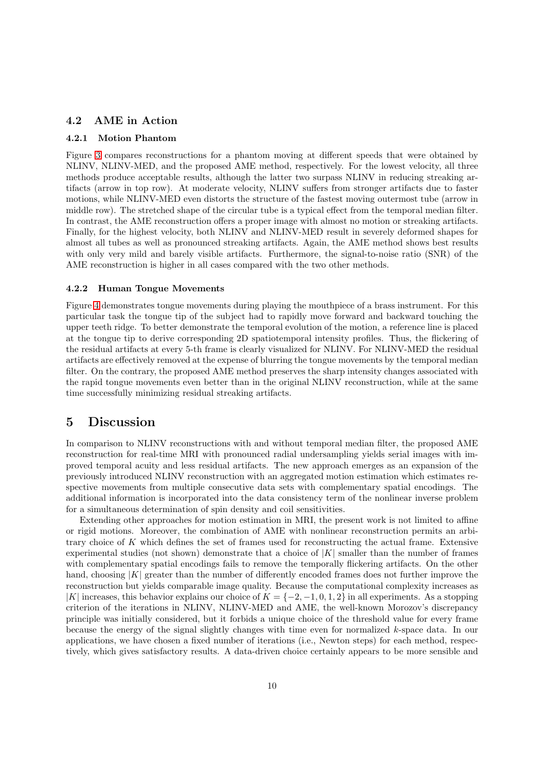## 4.2 AME in Action

### 4.2.1 Motion Phantom

Figure 3 compares reconstructions for a phantom moving at different speeds that were obtained by NLINV, NLINV-MED, and the proposed AME method, respectively. For the lowest velocity, all three methods produce acceptable results, although the latter two surpass NLINV in reducing streaking artifacts (arrow in top row). At moderate velocity, NLINV suffers from stronger artifacts due to faster motions, while NLINV-MED even distorts the structure of the fastest moving outermost tube (arrow in middle row). The stretched shape of the circular tube is a typical effect from the temporal median filter. In contrast, the AME reconstruction offers a proper image with almost no motion or streaking artifacts. Finally, for the highest velocity, both NLINV and NLINV-MED result in severely deformed shapes for almost all tubes as well as pronounced streaking artifacts. Again, the AME method shows best results with only very mild and barely visible artifacts. Furthermore, the signal-to-noise ratio (SNR) of the AME reconstruction is higher in all cases compared with the two other methods.

### 4.2.2 Human Tongue Movements

Figure 4 demonstrates tongue movements during playing the mouthpiece of a brass instrument. For this particular task the tongue tip of the subject had to rapidly move forward and backward touching the upper teeth ridge. To better demonstrate the temporal evolution of the motion, a reference line is placed at the tongue tip to derive corresponding 2D spatiotemporal intensity profiles. Thus, the flickering of the residual artifacts at every 5-th frame is clearly visualized for NLINV. For NLINV-MED the residual artifacts are effectively removed at the expense of blurring the tongue movements by the temporal median filter. On the contrary, the proposed AME method preserves the sharp intensity changes associated with the rapid tongue movements even better than in the original NLINV reconstruction, while at the same time successfully minimizing residual streaking artifacts.

# 5 Discussion

In comparison to NLINV reconstructions with and without temporal median filter, the proposed AME reconstruction for real-time MRI with pronounced radial undersampling yields serial images with improved temporal acuity and less residual artifacts. The new approach emerges as an expansion of the previously introduced NLINV reconstruction with an aggregated motion estimation which estimates respective movements from multiple consecutive data sets with complementary spatial encodings. The additional information is incorporated into the data consistency term of the nonlinear inverse problem for a simultaneous determination of spin density and coil sensitivities.

Extending other approaches for motion estimation in MRI, the present work is not limited to affine or rigid motions. Moreover, the combination of AME with nonlinear reconstruction permits an arbitrary choice of $K$ which defines the set of frames used for reconstructing the actual frame. Extensive experimental studies (not shown) demonstrate that a choice of $|K|$ smaller than the number of frames with complementary spatial encodings fails to remove the temporally flickering artifacts. On the other hand, choosing $|K|$ greater than the number of differently encoded frames does not further improve the reconstruction but yields comparable image quality. Because the computational complexity increases as $|K|$ increases, this behavior explains our choice of $K = \{-2, -1, 0, 1, 2\}$ in all experiments. As a stopping criterion of the iterations in NLINV, NLINV-MED and AME, the well-known Morozov's discrepancy principle was initially considered, but it forbids a unique choice of the threshold value for every frame because the energy of the signal slightly changes with time even for normalized $k$-space data. In our applications, we have chosen a fixed number of iterations (i.e., Newton steps) for each method, respectively, which gives satisfactory results. A data-driven choice certainly appears to be more sensible and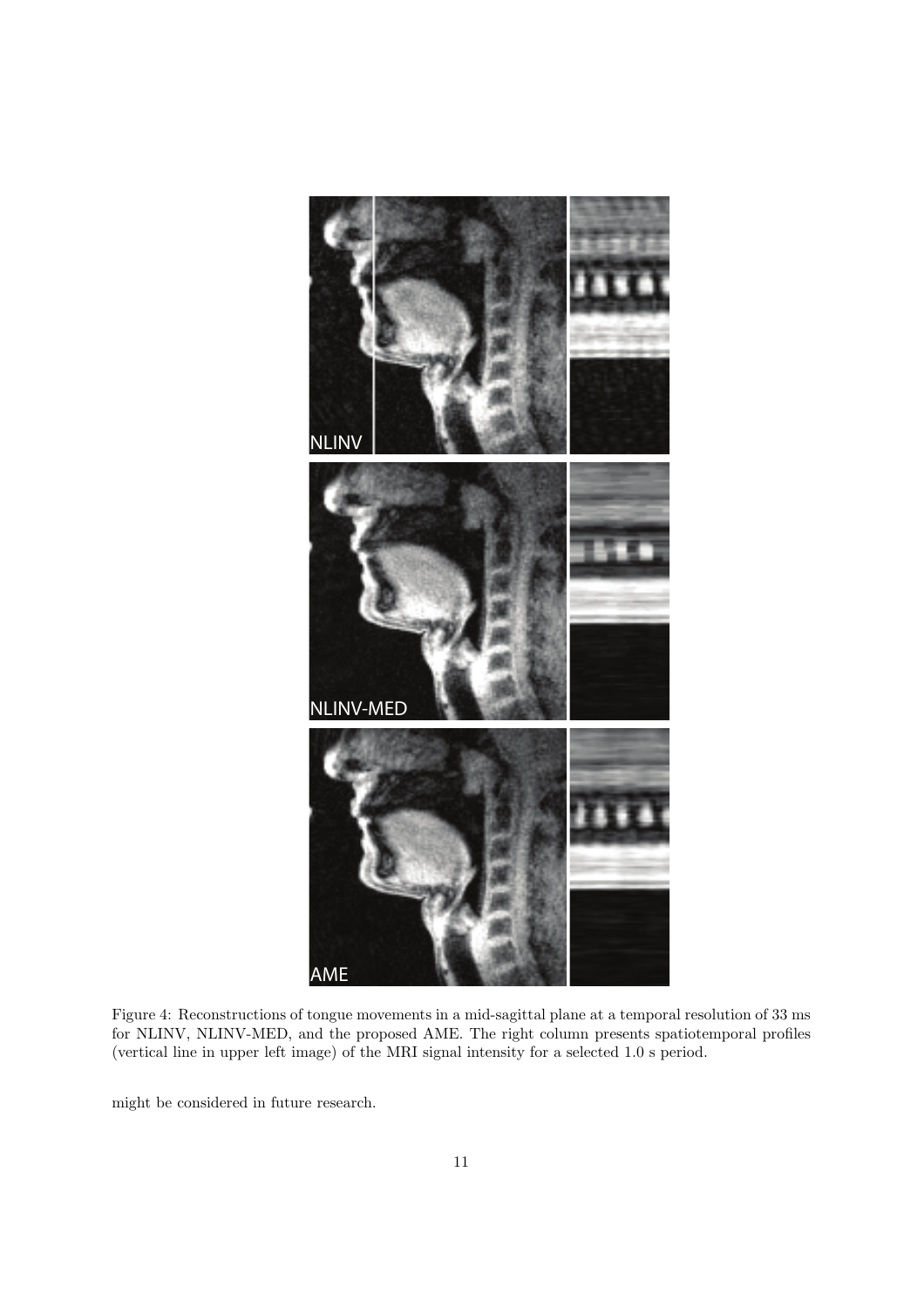Figure 4: Reconstructions of tongue movements in a mid-sagittal plane at a temporal resolution of 33 ms for NLINV, NLINV-MED, and the proposed AME. The right column presents spatiotemporal profiles (vertical line in upper left image) of the MRI signal intensity for a selected 1.0 s period.

might be considered in future research.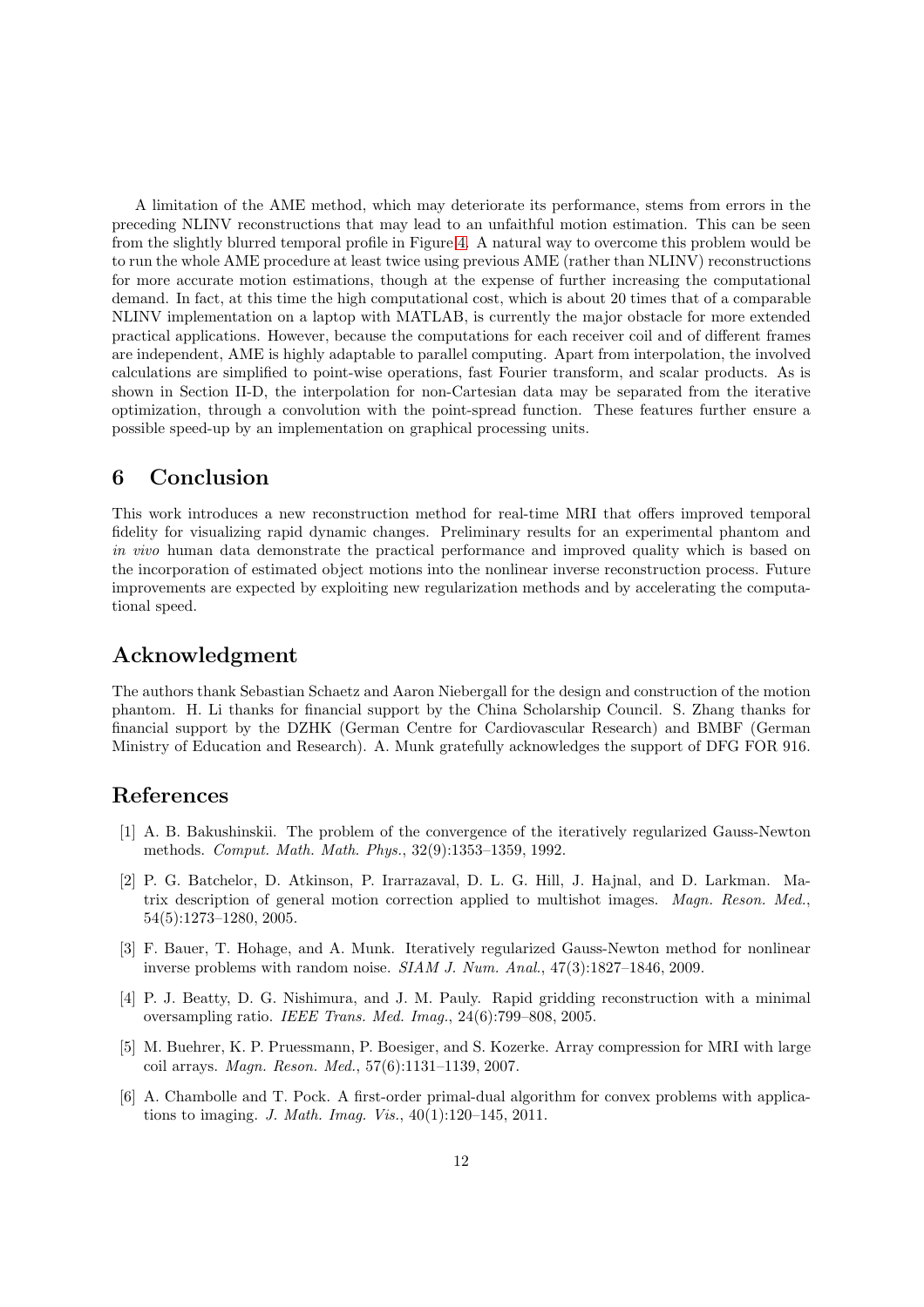A limitation of the AME method, which may deteriorate its performance, stems from errors in the preceding NLINV reconstructions that may lead to an unfaithful motion estimation. This can be seen from the slightly blurred temporal profile in Figure 4. A natural way to overcome this problem would be to run the whole AME procedure at least twice using previous AME (rather than NLINV) reconstructions for more accurate motion estimations, though at the expense of further increasing the computational demand. In fact, at this time the high computational cost, which is about 20 times that of a comparable NLINV implementation on a laptop with MATLAB, is currently the major obstacle for more extended practical applications. However, because the computations for each receiver coil and of different frames are independent, AME is highly adaptable to parallel computing. Apart from interpolation, the involved calculations are simplified to point-wise operations, fast Fourier transform, and scalar products. As is shown in Section II-D, the interpolation for non-Cartesian data may be separated from the iterative optimization, through a convolution with the point-spread function. These features further ensure a possible speed-up by an implementation on graphical processing units.

## 6 Conclusion

This work introduces a new reconstruction method for real-time MRI that offers improved temporal fidelity for visualizing rapid dynamic changes. Preliminary results for an experimental phantom and *in vivo* human data demonstrate the practical performance and improved quality which is based on the incorporation of estimated object motions into the nonlinear inverse reconstruction process. Future improvements are expected by exploiting new regularization methods and by accelerating the computational speed.

## Acknowledgment

The authors thank Sebastian Schaetz and Aaron Niebergall for the design and construction of the motion phantom. H. Li thanks for financial support by the China Scholarship Council. S. Zhang thanks for financial support by the DZHK (German Centre for Cardiovascular Research) and BMBF (German Ministry of Education and Research). A. Munk gratefully acknowledges the support of DFG FOR 916.

## References

[1] A. B. Bakushinskii. The problem of the convergence of the iteratively regularized Gauss-Newton methods. *Comput. Math. Math. Phys.*, 32(9):1353–1359, 1992.

[2] P. G. Batchelor, D. Atkinson, P. Irarrazaval, D. L. G. Hill, J. Hajnal, and D. Larkman. Matrix description of general motion correction applied to multishot images. *Magn. Reson. Med.*, 54(5):1273–1280, 2005.

[3] F. Bauer, T. Hohage, and A. Munk. Iteratively regularized Gauss-Newton method for nonlinear inverse problems with random noise. *SIAM J. Num. Anal.*, 47(3):1827–1846, 2009.

[4] P. J. Beatty, D. G. Nishimura, and J. M. Pauly. Rapid gridding reconstruction with a minimal oversampling ratio. *IEEE Trans. Med. Imag.*, 24(6):799–808, 2005.

[5] M. Buehrer, K. P. Pruessmann, P. Boesiger, and S. Kozerke. Array compression for MRI with large coil arrays. *Magn. Reson. Med.*, 57(6):1131–1139, 2007.

[6] A. Chambolle and T. Pock. A first-order primal-dual algorithm for convex problems with applications to imaging. *J. Math. Imag. Vis.*, 40(1):120–145, 2011.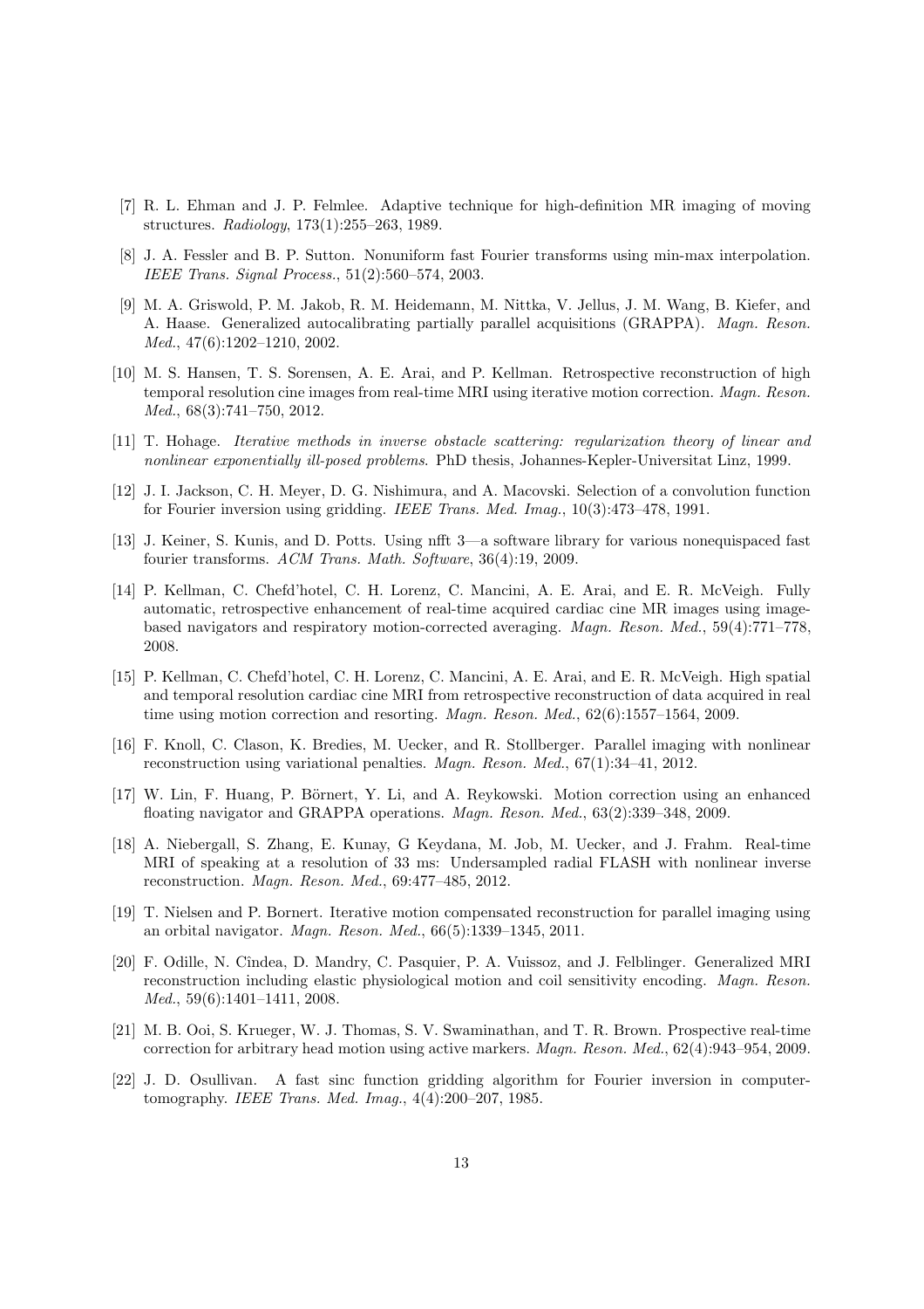[7] R. L. Ehman and J. P. Felmlee. Adaptive technique for high-definition MR imaging of moving structures. *Radiology*, 173(1):255–263, 1989.

[8] J. A. Fessler and B. P. Sutton. Nonuniform fast Fourier transforms using min-max interpolation. *IEEE Trans. Signal Process.*, 51(2):560–574, 2003.

[9] M. A. Griswold, P. M. Jakob, R. M. Heidemann, M. Nittka, V. Jellus, J. M. Wang, B. Kiefer, and A. Haase. Generalized autocalibrating partially parallel acquisitions (GRAPPA). *Magn. Reson. Med.*, 47(6):1202–1210, 2002.

[10] M. S. Hansen, T. S. Sorensen, A. E. Arai, and P. Kellman. Retrospective reconstruction of high temporal resolution cine images from real-time MRI using iterative motion correction. *Magn. Reson. Med.*, 68(3):741–750, 2012.

[11] T. Hohage. *Iterative methods in inverse obstacle scattering: regularization theory of linear and nonlinear exponentially ill-posed problems*. PhD thesis, Johannes-Kepler-Universitat Linz, 1999.

[12] J. I. Jackson, C. H. Meyer, D. G. Nishimura, and A. Macovski. Selection of a convolution function for Fourier inversion using gridding. *IEEE Trans. Med. Imag.*, 10(3):473–478, 1991.

[13] J. Keiner, S. Kunis, and D. Potts. Using nfft 3—a software library for various nonequispaced fast fourier transforms. *ACM Trans. Math. Software*, 36(4):19, 2009.

[14] P. Kellman, C. Chefd'hotel, C. H. Lorenz, C. Mancini, A. E. Arai, and E. R. McVeigh. Fully automatic, retrospective enhancement of real-time acquired cardiac cine MR images using image-based navigators and respiratory motion-corrected averaging. *Magn. Reson. Med.*, 59(4):771–778, 2008.

[15] P. Kellman, C. Chefd'hotel, C. H. Lorenz, C. Mancini, A. E. Arai, and E. R. McVeigh. High spatial and temporal resolution cardiac cine MRI from retrospective reconstruction of data acquired in real time using motion correction and resorting. *Magn. Reson. Med.*, 62(6):1557–1564, 2009.

[16] F. Knoll, C. Clason, K. Bredies, M. Uecker, and R. Stollberger. Parallel imaging with nonlinear reconstruction using variational penalties. *Magn. Reson. Med.*, 67(1):34–41, 2012.

[17] W. Lin, F. Huang, P. Börnert, Y. Li, and A. Reykowski. Motion correction using an enhanced floating navigator and GRAPPA operations. *Magn. Reson. Med.*, 63(2):339–348, 2009.

[18] A. Niebergall, S. Zhang, E. Kunay, G Keydana, M. Job, M. Uecker, and J. Frahm. Real-time MRI of speaking at a resolution of 33 ms: Undersampled radial FLASH with nonlinear inverse reconstruction. *Magn. Reson. Med.*, 69:477–485, 2012.

[19] T. Nielsen and P. Bornert. Iterative motion compensated reconstruction for parallel imaging using an orbital navigator. *Magn. Reson. Med.*, 66(5):1339–1345, 2011.

[20] F. Odille, N. Cîndea, D. Mandry, C. Pasquier, P. A. Vuissoz, and J. Felblinger. Generalized MRI reconstruction including elastic physiological motion and coil sensitivity encoding. *Magn. Reson. Med.*, 59(6):1401–1411, 2008.

[21] M. B. Ooi, S. Krueger, W. J. Thomas, S. V. Swaminathan, and T. R. Brown. Prospective real-time correction for arbitrary head motion using active markers. *Magn. Reson. Med.*, 62(4):943–954, 2009.

[22] J. D. Osullivan. A fast sinc function gridding algorithm for Fourier inversion in computer-tomography. *IEEE Trans. Med. Imag.*, 4(4):200–207, 1985.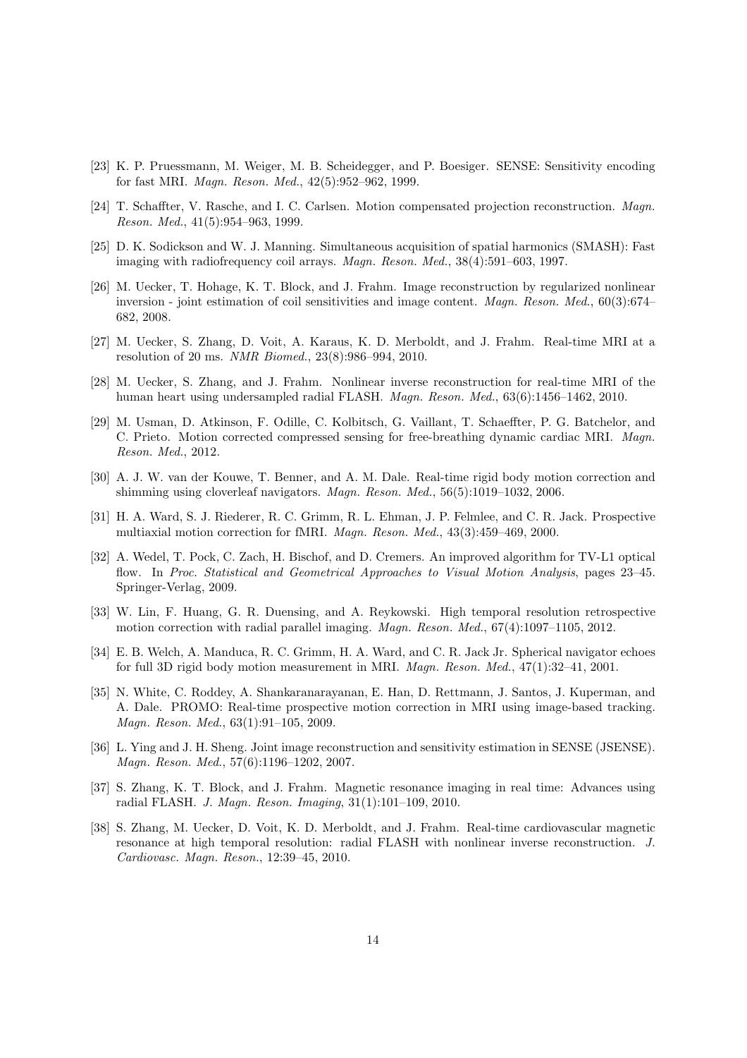[23] K. P. Pruessmann, M. Weiger, M. B. Scheidegger, and P. Boesiger. SENSE: Sensitivity encoding for fast MRI. *Magn. Reson. Med.*, 42(5):952–962, 1999.

[24] T. Schaffter, V. Rasche, and I. C. Carlsen. Motion compensated projection reconstruction. *Magn. Reson. Med.*, 41(5):954–963, 1999.

[25] D. K. Sodickson and W. J. Manning. Simultaneous acquisition of spatial harmonics (SMASH): Fast imaging with radiofrequency coil arrays. *Magn. Reson. Med.*, 38(4):591–603, 1997.

[26] M. Uecker, T. Hohage, K. T. Block, and J. Frahm. Image reconstruction by regularized nonlinear inversion - joint estimation of coil sensitivities and image content. *Magn. Reson. Med.*, 60(3):674–682, 2008.

[27] M. Uecker, S. Zhang, D. Voit, A. Karaus, K. D. Merboldt, and J. Frahm. Real-time MRI at a resolution of 20 ms. *NMR Biomed.*, 23(8):986–994, 2010.

[28] M. Uecker, S. Zhang, and J. Frahm. Nonlinear inverse reconstruction for real-time MRI of the human heart using undersampled radial FLASH. *Magn. Reson. Med.*, 63(6):1456–1462, 2010.

[29] M. Usman, D. Atkinson, F. Odille, C. Kolbitsch, G. Vaillant, T. Schaeffter, P. G. Batchelor, and C. Prieto. Motion corrected compressed sensing for free-breathing dynamic cardiac MRI. *Magn. Reson. Med.*, 2012.

[30] A. J. W. van der Kouwe, T. Benner, and A. M. Dale. Real-time rigid body motion correction and shimming using cloverleaf navigators. *Magn. Reson. Med.*, 56(5):1019–1032, 2006.

[31] H. A. Ward, S. J. Riederer, R. C. Grimm, R. L. Ehman, J. P. Felmlee, and C. R. Jack. Prospective multiaxial motion correction for fMRI. *Magn. Reson. Med.*, 43(3):459–469, 2000.

[32] A. Wedel, T. Pock, C. Zach, H. Bischof, and D. Cremers. An improved algorithm for TV-L1 optical flow. In *Proc. Statistical and Geometrical Approaches to Visual Motion Analysis*, pages 23–45. Springer-Verlag, 2009.

[33] W. Lin, F. Huang, G. R. Duensing, and A. Reykowski. High temporal resolution retrospective motion correction with radial parallel imaging. *Magn. Reson. Med.*, 67(4):1097–1105, 2012.

[34] E. B. Welch, A. Manduca, R. C. Grimm, H. A. Ward, and C. R. Jack Jr. Spherical navigator echoes for full 3D rigid body motion measurement in MRI. *Magn. Reson. Med.*, 47(1):32–41, 2001.

[35] N. White, C. Roddey, A. Shankaranarayanan, E. Han, D. Rettmann, J. Santos, J. Kuperman, and A. Dale. PROMO: Real-time prospective motion correction in MRI using image-based tracking. *Magn. Reson. Med.*, 63(1):91–105, 2009.

[36] L. Ying and J. H. Sheng. Joint image reconstruction and sensitivity estimation in SENSE (JSENSE). *Magn. Reson. Med.*, 57(6):1196–1202, 2007.

[37] S. Zhang, K. T. Block, and J. Frahm. Magnetic resonance imaging in real time: Advances using radial FLASH. *J. Magn. Reson. Imaging*, 31(1):101–109, 2010.

[38] S. Zhang, M. Uecker, D. Voit, K. D. Merboldt, and J. Frahm. Real-time cardiovascular magnetic resonance at high temporal resolution: radial FLASH with nonlinear inverse reconstruction. *J. Cardiovasc. Magn. Reson.*, 12:39–45, 2010.